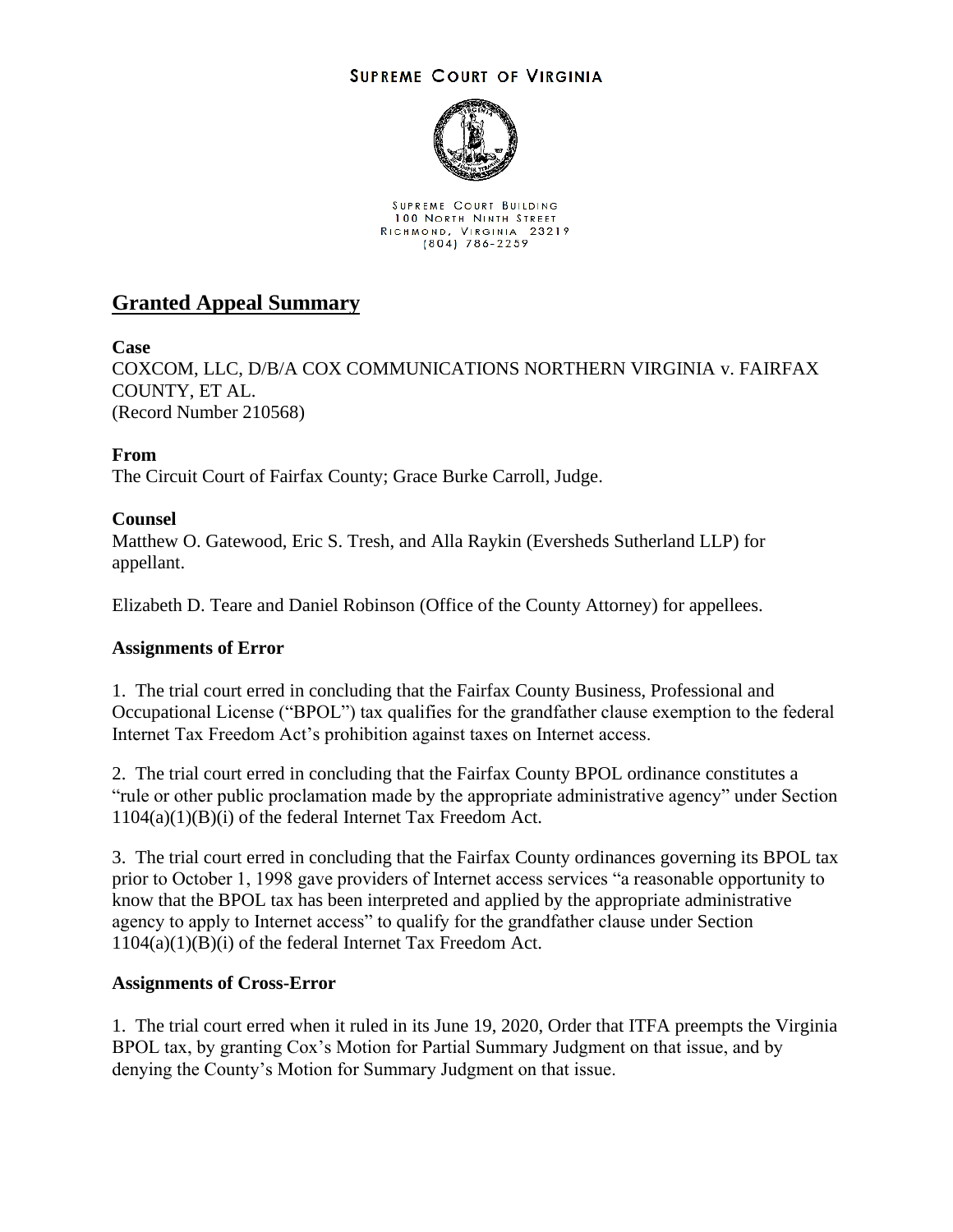SUPREME COURT OF VIRGINIA

SUPREME COURT BUILDING
100 NORTH NINTH STREET
RICHMOND, VIRGINIA 23219
(804) 786-2259

# Granted Appeal Summary

**Case**

COXCOM, LLC, D/B/A COX COMMUNICATIONS NORTHERN VIRGINIA v. FAIRFAX COUNTY, ET AL.
(Record Number 210568)

**From**

The Circuit Court of Fairfax County; Grace Burke Carroll, Judge.

**Counsel**

Matthew O. Gatewood, Eric S. Tresh, and Alla Raykin (Eversheds Sutherland LLP) for appellant.

Elizabeth D. Teare and Daniel Robinson (Office of the County Attorney) for appellees.

**Assignments of Error**

1. The trial court erred in concluding that the Fairfax County Business, Professional and Occupational License ("BPOL") tax qualifies for the grandfather clause exemption to the federal Internet Tax Freedom Act's prohibition against taxes on Internet access.

2. The trial court erred in concluding that the Fairfax County BPOL ordinance constitutes a "rule or other public proclamation made by the appropriate administrative agency" under Section 1104(a)(1)(B)(i) of the federal Internet Tax Freedom Act.

3. The trial court erred in concluding that the Fairfax County ordinances governing its BPOL tax prior to October 1, 1998 gave providers of Internet access services "a reasonable opportunity to know that the BPOL tax has been interpreted and applied by the appropriate administrative agency to apply to Internet access" to qualify for the grandfather clause under Section 1104(a)(1)(B)(i) of the federal Internet Tax Freedom Act.

**Assignments of Cross-Error**

1. The trial court erred when it ruled in its June 19, 2020, Order that ITFA preempts the Virginia BPOL tax, by granting Cox's Motion for Partial Summary Judgment on that issue, and by denying the County's Motion for Summary Judgment on that issue.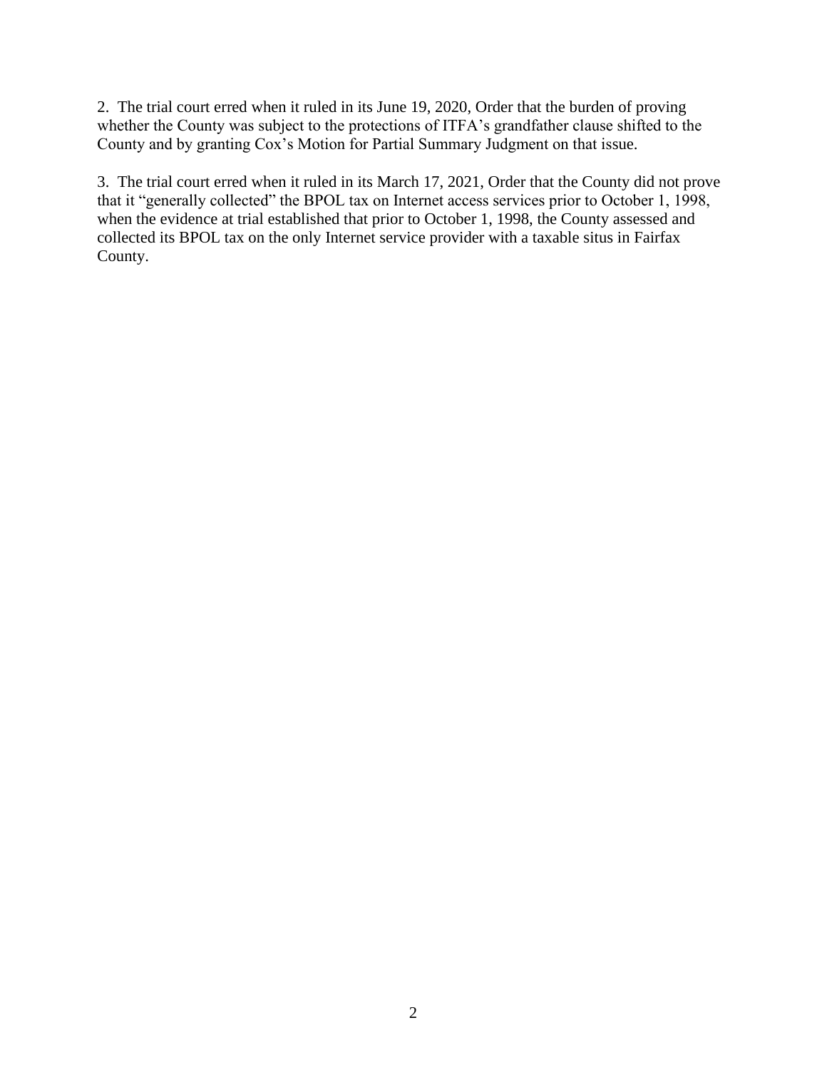2. The trial court erred when it ruled in its June 19, 2020, Order that the burden of proving whether the County was subject to the protections of ITFA's grandfather clause shifted to the County and by granting Cox's Motion for Partial Summary Judgment on that issue.

3. The trial court erred when it ruled in its March 17, 2021, Order that the County did not prove that it "generally collected" the BPOL tax on Internet access services prior to October 1, 1998, when the evidence at trial established that prior to October 1, 1998, the County assessed and collected its BPOL tax on the only Internet service provider with a taxable situs in Fairfax County.